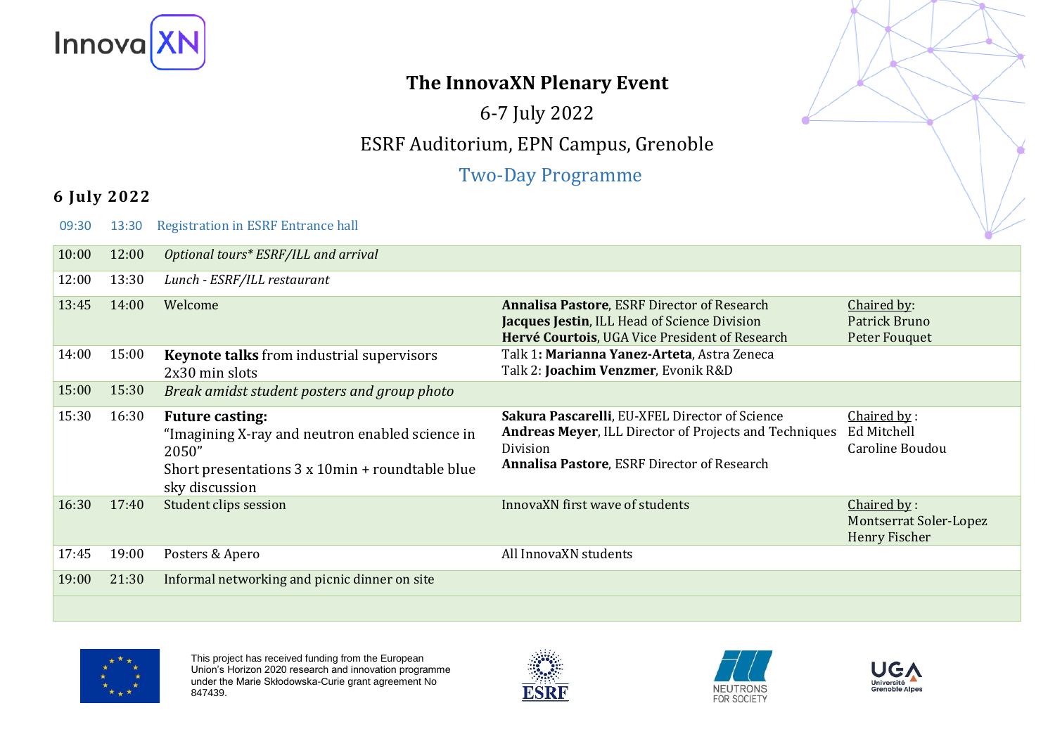InnovaXN

# The InnovaXN Plenary Event

6-7 July 2022

ESRF Auditorium, EPN Campus, Grenoble

## Two-Day Programme

### 6 July 2022

09:30 13:30 Registration in ESRF Entrance hall

| Start | End | Session | Speakers | Chair |
|---|---|---|---|---|
| 10:00 | 12:00 | *Optional tours\* ESRF/ILL and arrival* | | |
| 12:00 | 13:30 | *Lunch - ESRF/ILL restaurant* | | |
| 13:45 | 14:00 | Welcome | **Annalisa Pastore**, ESRF Director of Research<br>**Jacques Jestin**, ILL Head of Science Division<br>**Hervé Courtois**, UGA Vice President of Research | Chaired by:<br>Patrick Bruno<br>Peter Fouquet |
| 14:00 | 15:00 | **Keynote talks** from industrial supervisors<br>2x30 min slots | Talk 1**: Marianna Yanez-Arteta**, Astra Zeneca<br>Talk 2: **Joachim Venzmer**, Evonik R&D | |
| 15:00 | 15:30 | *Break amidst student posters and group photo* | | |
| 15:30 | 16:30 | **Future casting:**<br>"Imagining X-ray and neutron enabled science in 2050"<br>Short presentations 3 x 10min + roundtable blue sky discussion | **Sakura Pascarelli**, EU-XFEL Director of Science<br>**Andreas Meyer**, ILL Director of Projects and Techniques Division<br>**Annalisa Pastore**, ESRF Director of Research | Chaired by :<br>Ed Mitchell<br>Caroline Boudou |
| 16:30 | 17:40 | Student clips session | InnovaXN first wave of students | Chaired by :<br>Montserrat Soler-Lopez<br>Henry Fischer |
| 17:45 | 19:00 | Posters & Apero | All InnovaXN students | |
| 19:00 | 21:30 | Informal networking and picnic dinner on site | | |

This project has received funding from the European Union's Horizon 2020 research and innovation programme under the Marie Skłodowska-Curie grant agreement No 847439.

ESRF NEUTRONS FOR SOCIETY UGA Université Grenoble Alpes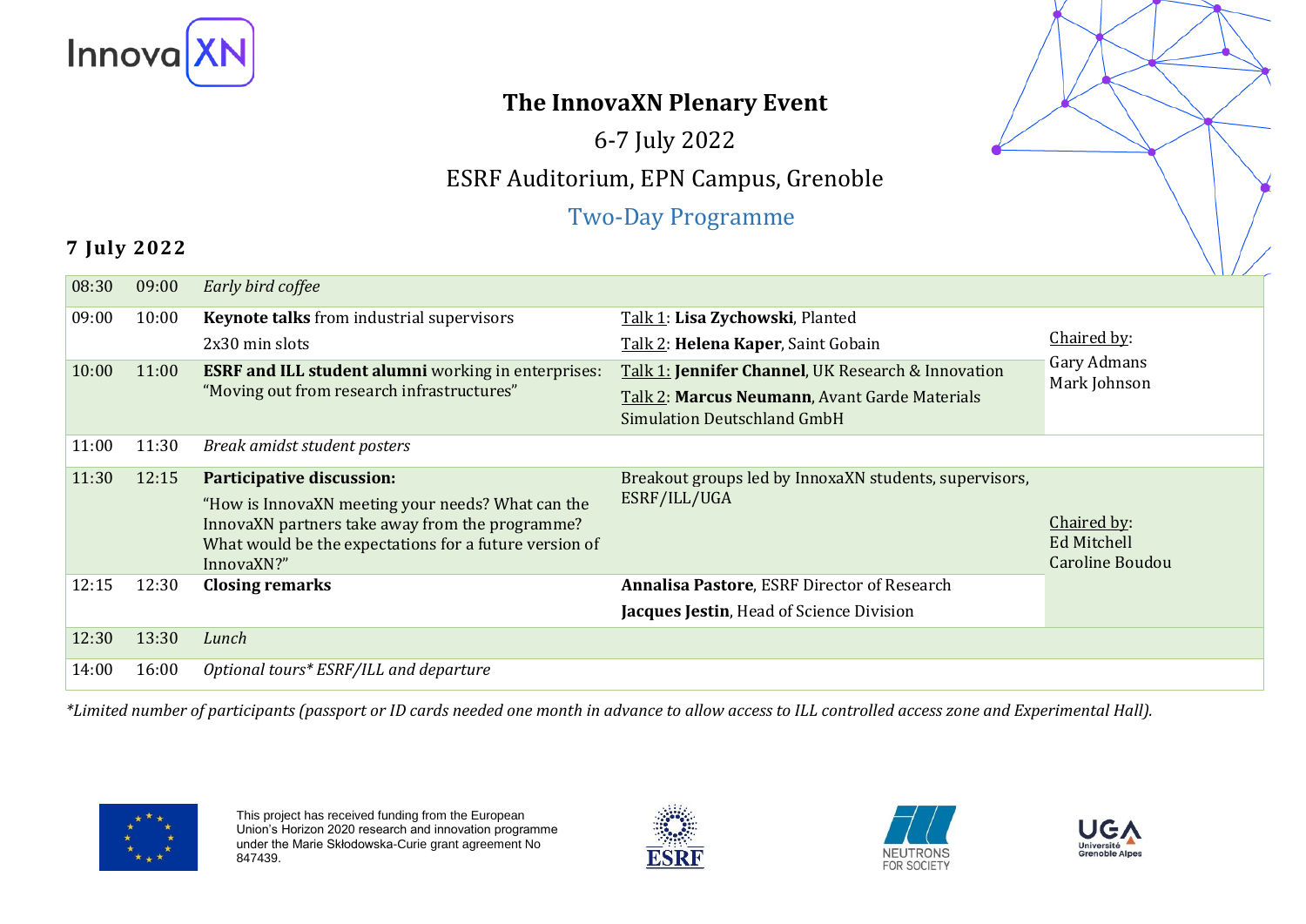# The InnovaXN Plenary Event

6-7 July 2022

ESRF Auditorium, EPN Campus, Grenoble

Two-Day Programme

### 7 July 2022

| | | | | |
|---|---|---|---|---|
| 08:30 | 09:00 | *Early bird coffee* | | |
| 09:00 | 10:00 | **Keynote talks** from industrial supervisors<br>2x30 min slots | Talk 1: **Lisa Zychowski**, Planted<br>Talk 2: **Helena Kaper**, Saint Gobain | Chaired by:<br>Gary Admans<br>Mark Johnson |
| 10:00 | 11:00 | **ESRF and ILL student alumni** working in enterprises: "Moving out from research infrastructures" | Talk 1: **Jennifer Channel**, UK Research & Innovation<br>Talk 2: **Marcus Neumann**, Avant Garde Materials Simulation Deutschland GmbH | |
| 11:00 | 11:30 | *Break amidst student posters* | | |
| 11:30 | 12:15 | **Participative discussion:**<br>"How is InnovaXN meeting your needs? What can the InnovaXN partners take away from the programme? What would be the expectations for a future version of InnovaXN?" | Breakout groups led by InnoxaXN students, supervisors, ESRF/ILL/UGA | Chaired by:<br>Ed Mitchell<br>Caroline Boudou |
| 12:15 | 12:30 | **Closing remarks** | **Annalisa Pastore**, ESRF Director of Research<br>**Jacques Jestin**, Head of Science Division | |
| 12:30 | 13:30 | *Lunch* | | |
| 14:00 | 16:00 | *Optional tours* ESRF/ILL and departure* | | |

*\*Limited number of participants (passport or ID cards needed one month in advance to allow access to ILL controlled access zone and Experimental Hall).*

This project has received funding from the European Union's Horizon 2020 research and innovation programme under the Marie Skłodowska-Curie grant agreement No 847439.